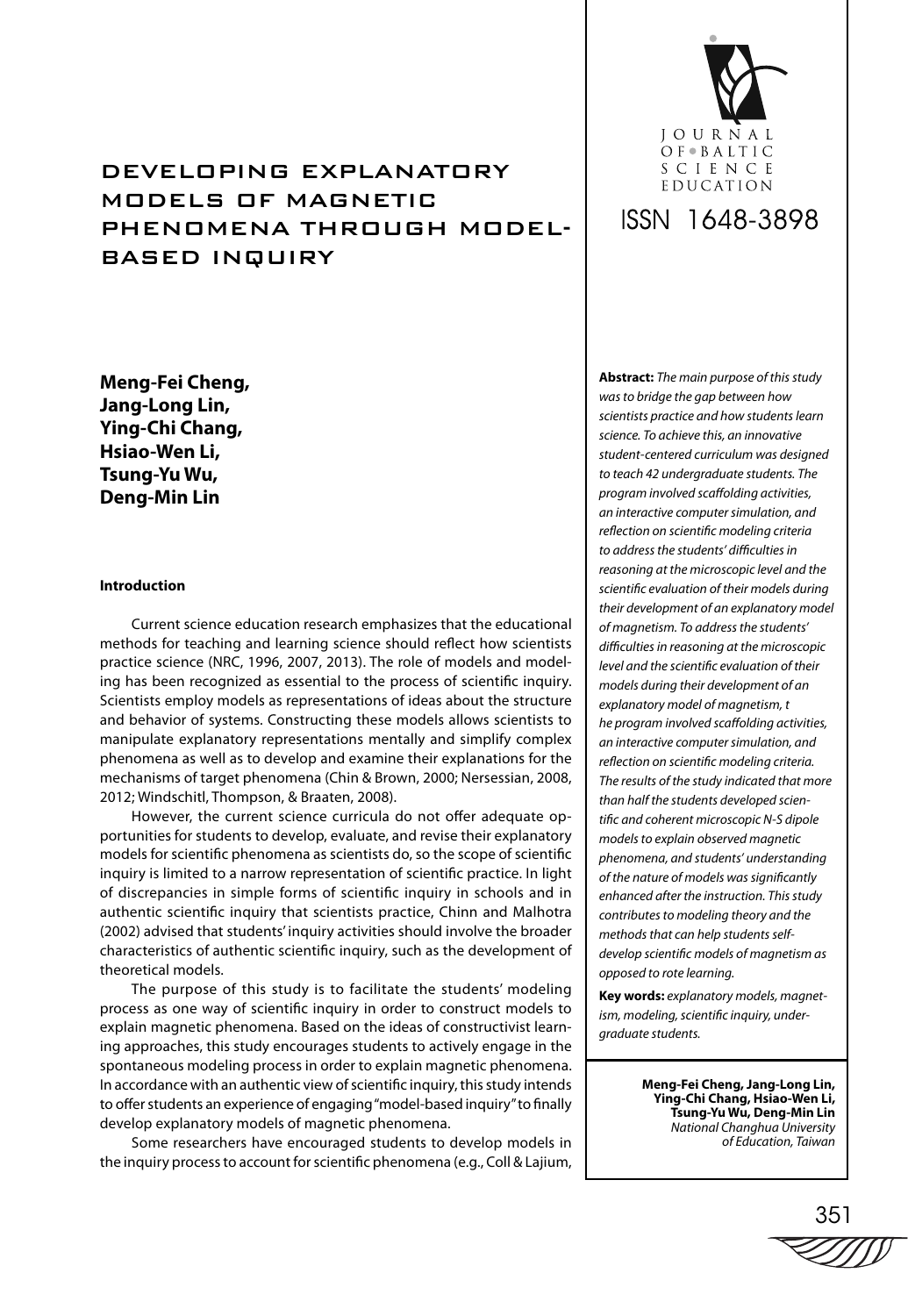# DEVELOPING EXPLANATORY MODELS OF MAGNETIC PHENOMENA THROUGH MODEL-BASED INQUIRY

JOURNAL OF BALTIC SCIENCE EDUCATION

ISSN 1648-3898

**Meng-Fei Cheng,**
**Jang-Long Lin,**
**Ying-Chi Chang,**
**Hsiao-Wen Li,**
**Tsung-Yu Wu,**
**Deng-Min Lin**

**Abstract:** *The main purpose of this study was to bridge the gap between how scientists practice and how students learn science. To achieve this, an innovative student-centered curriculum was designed to teach 42 undergraduate students. The program involved scaffolding activities, an interactive computer simulation, and reflection on scientific modeling criteria to address the students' difficulties in reasoning at the microscopic level and the scientific evaluation of their models during their development of an explanatory model of magnetism. To address the students' difficulties in reasoning at the microscopic level and the scientific evaluation of their models during their development of an explanatory model of magnetism, t he program involved scaffolding activities, an interactive computer simulation, and reflection on scientific modeling criteria. The results of the study indicated that more than half the students developed scientific and coherent microscopic N-S dipole models to explain observed magnetic phenomena, and students' understanding of the nature of models was significantly enhanced after the instruction. This study contributes to modeling theory and the methods that can help students self-develop scientific models of magnetism as opposed to rote learning.*

**Key words:** *explanatory models, magnetism, modeling, scientific inquiry, undergraduate students.*

**Meng-Fei Cheng, Jang-Long Lin, Ying-Chi Chang, Hsiao-Wen Li, Tsung-Yu Wu, Deng-Min Lin**
*National Changhua University of Education, Taiwan*

#### Introduction

Current science education research emphasizes that the educational methods for teaching and learning science should reflect how scientists practice science (NRC, 1996, 2007, 2013). The role of models and modeling has been recognized as essential to the process of scientific inquiry. Scientists employ models as representations of ideas about the structure and behavior of systems. Constructing these models allows scientists to manipulate explanatory representations mentally and simplify complex phenomena as well as to develop and examine their explanations for the mechanisms of target phenomena (Chin & Brown, 2000; Nersessian, 2008, 2012; Windschitl, Thompson, & Braaten, 2008).

However, the current science curricula do not offer adequate opportunities for students to develop, evaluate, and revise their explanatory models for scientific phenomena as scientists do, so the scope of scientific inquiry is limited to a narrow representation of scientific practice. In light of discrepancies in simple forms of scientific inquiry in schools and in authentic scientific inquiry that scientists practice, Chinn and Malhotra (2002) advised that students' inquiry activities should involve the broader characteristics of authentic scientific inquiry, such as the development of theoretical models.

The purpose of this study is to facilitate the students' modeling process as one way of scientific inquiry in order to construct models to explain magnetic phenomena. Based on the ideas of constructivist learning approaches, this study encourages students to actively engage in the spontaneous modeling process in order to explain magnetic phenomena. In accordance with an authentic view of scientific inquiry, this study intends to offer students an experience of engaging "model-based inquiry" to finally develop explanatory models of magnetic phenomena.

Some researchers have encouraged students to develop models in the inquiry process to account for scientific phenomena (e.g., Coll & Lajium,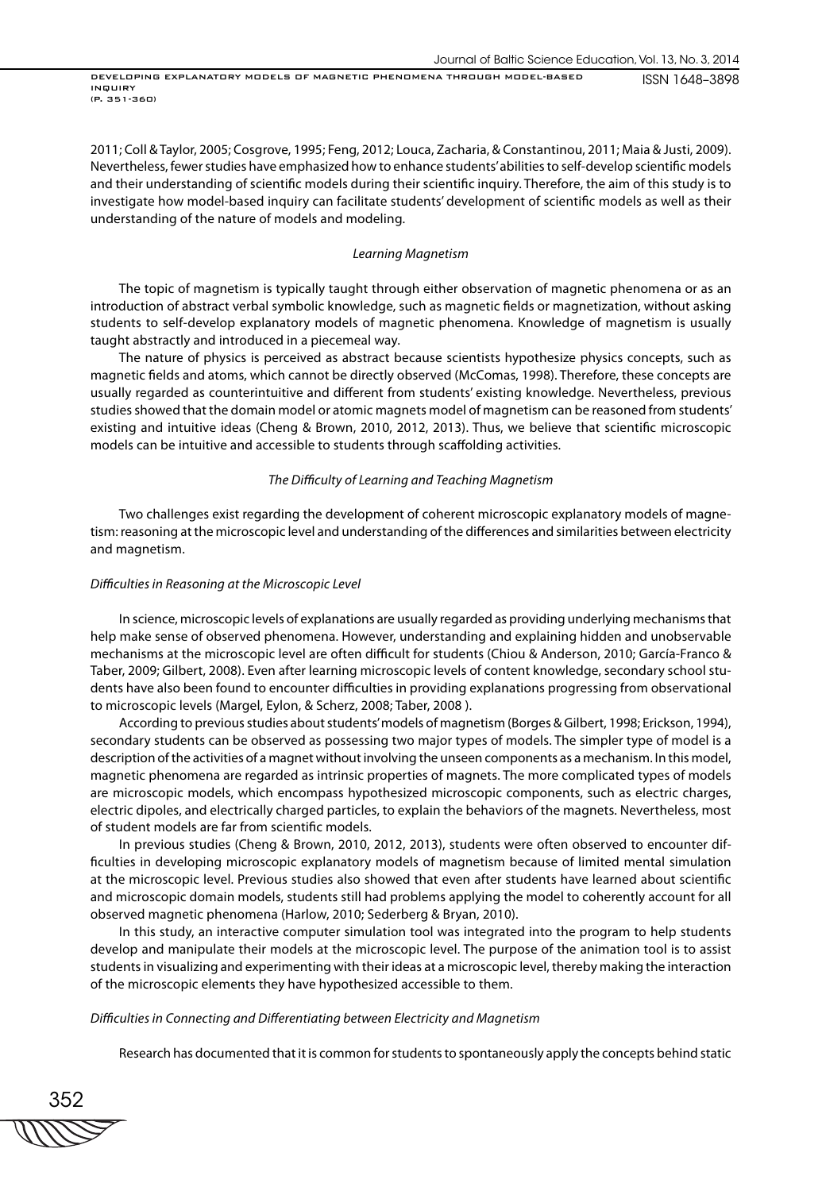2011; Coll & Taylor, 2005; Cosgrove, 1995; Feng, 2012; Louca, Zacharia, & Constantinou, 2011; Maia & Justi, 2009). Nevertheless, fewer studies have emphasized how to enhance students' abilities to self-develop scientific models and their understanding of scientific models during their scientific inquiry. Therefore, the aim of this study is to investigate how model-based inquiry can facilitate students' development of scientific models as well as their understanding of the nature of models and modeling.

### *Learning Magnetism*

The topic of magnetism is typically taught through either observation of magnetic phenomena or as an introduction of abstract verbal symbolic knowledge, such as magnetic fields or magnetization, without asking students to self-develop explanatory models of magnetic phenomena. Knowledge of magnetism is usually taught abstractly and introduced in a piecemeal way.

The nature of physics is perceived as abstract because scientists hypothesize physics concepts, such as magnetic fields and atoms, which cannot be directly observed (McComas, 1998). Therefore, these concepts are usually regarded as counterintuitive and different from students' existing knowledge. Nevertheless, previous studies showed that the domain model or atomic magnets model of magnetism can be reasoned from students' existing and intuitive ideas (Cheng & Brown, 2010, 2012, 2013). Thus, we believe that scientific microscopic models can be intuitive and accessible to students through scaffolding activities.

### *The Difficulty of Learning and Teaching Magnetism*

Two challenges exist regarding the development of coherent microscopic explanatory models of magnetism: reasoning at the microscopic level and understanding of the differences and similarities between electricity and magnetism.

#### *Difficulties in Reasoning at the Microscopic Level*

In science, microscopic levels of explanations are usually regarded as providing underlying mechanisms that help make sense of observed phenomena. However, understanding and explaining hidden and unobservable mechanisms at the microscopic level are often difficult for students (Chiou & Anderson, 2010; García-Franco & Taber, 2009; Gilbert, 2008). Even after learning microscopic levels of content knowledge, secondary school students have also been found to encounter difficulties in providing explanations progressing from observational to microscopic levels (Margel, Eylon, & Scherz, 2008; Taber, 2008 ).

According to previous studies about students' models of magnetism (Borges & Gilbert, 1998; Erickson, 1994), secondary students can be observed as possessing two major types of models. The simpler type of model is a description of the activities of a magnet without involving the unseen components as a mechanism. In this model, magnetic phenomena are regarded as intrinsic properties of magnets. The more complicated types of models are microscopic models, which encompass hypothesized microscopic components, such as electric charges, electric dipoles, and electrically charged particles, to explain the behaviors of the magnets. Nevertheless, most of student models are far from scientific models.

In previous studies (Cheng & Brown, 2010, 2012, 2013), students were often observed to encounter difficulties in developing microscopic explanatory models of magnetism because of limited mental simulation at the microscopic level. Previous studies also showed that even after students have learned about scientific and microscopic domain models, students still had problems applying the model to coherently account for all observed magnetic phenomena (Harlow, 2010; Sederberg & Bryan, 2010).

In this study, an interactive computer simulation tool was integrated into the program to help students develop and manipulate their models at the microscopic level. The purpose of the animation tool is to assist students in visualizing and experimenting with their ideas at a microscopic level, thereby making the interaction of the microscopic elements they have hypothesized accessible to them.

#### *Difficulties in Connecting and Differentiating between Electricity and Magnetism*

Research has documented that it is common for students to spontaneously apply the concepts behind static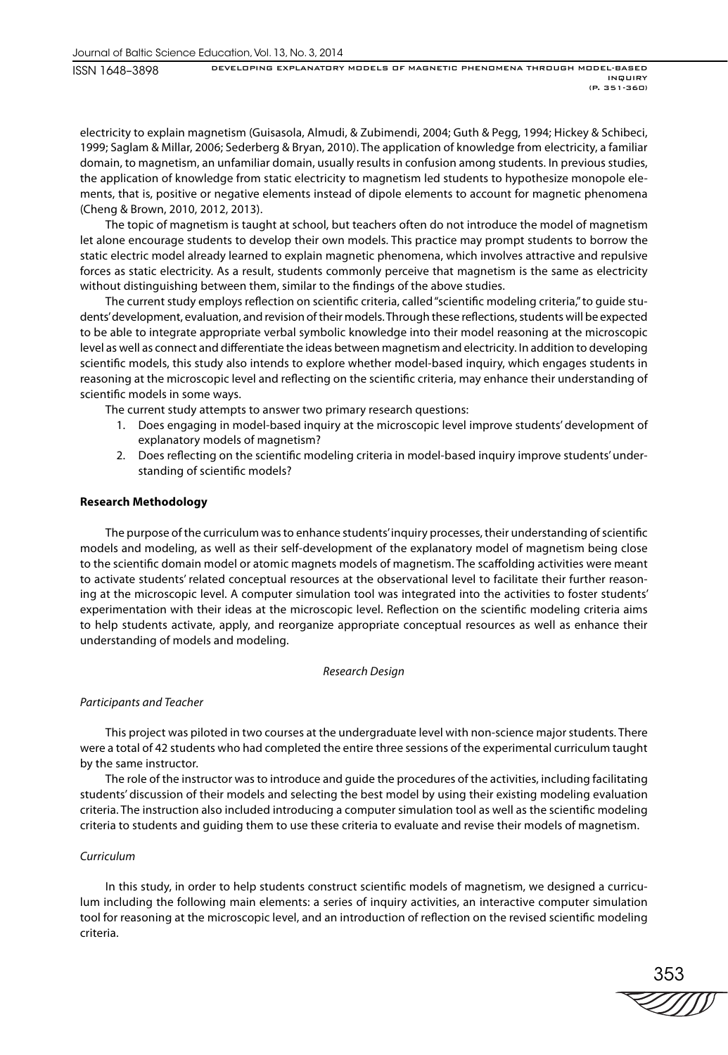electricity to explain magnetism (Guisasola, Almudi, & Zubimendi, 2004; Guth & Pegg, 1994; Hickey & Schibeci, 1999; Saglam & Millar, 2006; Sederberg & Bryan, 2010). The application of knowledge from electricity, a familiar domain, to magnetism, an unfamiliar domain, usually results in confusion among students. In previous studies, the application of knowledge from static electricity to magnetism led students to hypothesize monopole elements, that is, positive or negative elements instead of dipole elements to account for magnetic phenomena (Cheng & Brown, 2010, 2012, 2013).

The topic of magnetism is taught at school, but teachers often do not introduce the model of magnetism let alone encourage students to develop their own models. This practice may prompt students to borrow the static electric model already learned to explain magnetic phenomena, which involves attractive and repulsive forces as static electricity. As a result, students commonly perceive that magnetism is the same as electricity without distinguishing between them, similar to the findings of the above studies.

The current study employs reflection on scientific criteria, called "scientific modeling criteria," to guide students' development, evaluation, and revision of their models. Through these reflections, students will be expected to be able to integrate appropriate verbal symbolic knowledge into their model reasoning at the microscopic level as well as connect and differentiate the ideas between magnetism and electricity. In addition to developing scientific models, this study also intends to explore whether model-based inquiry, which engages students in reasoning at the microscopic level and reflecting on the scientific criteria, may enhance their understanding of scientific models in some ways.

The current study attempts to answer two primary research questions:

1. Does engaging in model-based inquiry at the microscopic level improve students' development of explanatory models of magnetism?
2. Does reflecting on the scientific modeling criteria in model-based inquiry improve students' understanding of scientific models?

## Research Methodology

The purpose of the curriculum was to enhance students' inquiry processes, their understanding of scientific models and modeling, as well as their self-development of the explanatory model of magnetism being close to the scientific domain model or atomic magnets models of magnetism. The scaffolding activities were meant to activate students' related conceptual resources at the observational level to facilitate their further reasoning at the microscopic level. A computer simulation tool was integrated into the activities to foster students' experimentation with their ideas at the microscopic level. Reflection on the scientific modeling criteria aims to help students activate, apply, and reorganize appropriate conceptual resources as well as enhance their understanding of models and modeling.

### *Research Design*

#### *Participants and Teacher*

This project was piloted in two courses at the undergraduate level with non-science major students. There were a total of 42 students who had completed the entire three sessions of the experimental curriculum taught by the same instructor.

The role of the instructor was to introduce and guide the procedures of the activities, including facilitating students' discussion of their models and selecting the best model by using their existing modeling evaluation criteria. The instruction also included introducing a computer simulation tool as well as the scientific modeling criteria to students and guiding them to use these criteria to evaluate and revise their models of magnetism.

#### *Curriculum*

In this study, in order to help students construct scientific models of magnetism, we designed a curriculum including the following main elements: a series of inquiry activities, an interactive computer simulation tool for reasoning at the microscopic level, and an introduction of reflection on the revised scientific modeling criteria.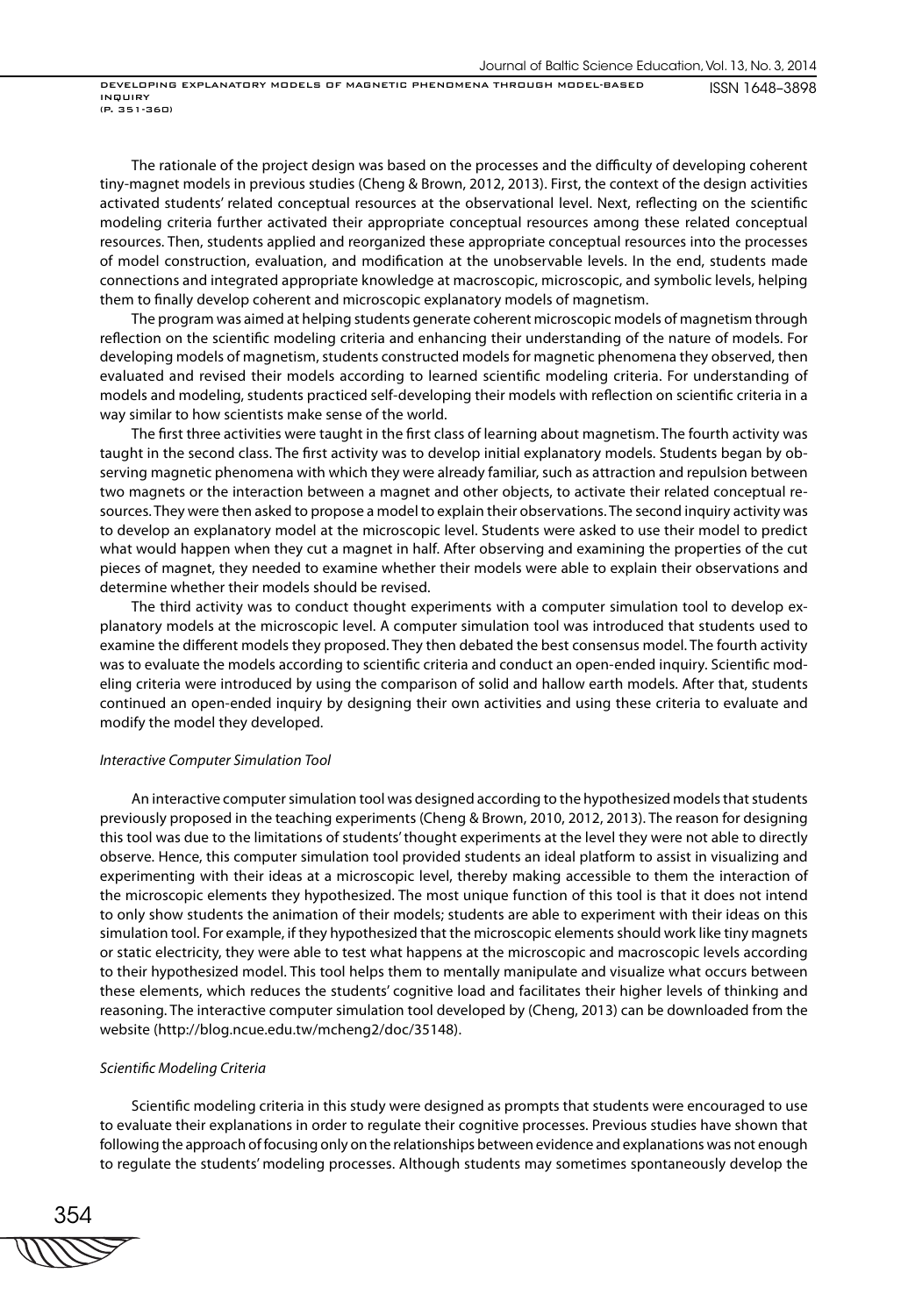The rationale of the project design was based on the processes and the difficulty of developing coherent tiny-magnet models in previous studies (Cheng & Brown, 2012, 2013). First, the context of the design activities activated students' related conceptual resources at the observational level. Next, reflecting on the scientific modeling criteria further activated their appropriate conceptual resources among these related conceptual resources. Then, students applied and reorganized these appropriate conceptual resources into the processes of model construction, evaluation, and modification at the unobservable levels. In the end, students made connections and integrated appropriate knowledge at macroscopic, microscopic, and symbolic levels, helping them to finally develop coherent and microscopic explanatory models of magnetism.

The program was aimed at helping students generate coherent microscopic models of magnetism through reflection on the scientific modeling criteria and enhancing their understanding of the nature of models. For developing models of magnetism, students constructed models for magnetic phenomena they observed, then evaluated and revised their models according to learned scientific modeling criteria. For understanding of models and modeling, students practiced self-developing their models with reflection on scientific criteria in a way similar to how scientists make sense of the world.

The first three activities were taught in the first class of learning about magnetism. The fourth activity was taught in the second class. The first activity was to develop initial explanatory models. Students began by observing magnetic phenomena with which they were already familiar, such as attraction and repulsion between two magnets or the interaction between a magnet and other objects, to activate their related conceptual resources. They were then asked to propose a model to explain their observations. The second inquiry activity was to develop an explanatory model at the microscopic level. Students were asked to use their model to predict what would happen when they cut a magnet in half. After observing and examining the properties of the cut pieces of magnet, they needed to examine whether their models were able to explain their observations and determine whether their models should be revised.

The third activity was to conduct thought experiments with a computer simulation tool to develop explanatory models at the microscopic level. A computer simulation tool was introduced that students used to examine the different models they proposed. They then debated the best consensus model. The fourth activity was to evaluate the models according to scientific criteria and conduct an open-ended inquiry. Scientific modeling criteria were introduced by using the comparison of solid and hallow earth models. After that, students continued an open-ended inquiry by designing their own activities and using these criteria to evaluate and modify the model they developed.

### *Interactive Computer Simulation Tool*

An interactive computer simulation tool was designed according to the hypothesized models that students previously proposed in the teaching experiments (Cheng & Brown, 2010, 2012, 2013). The reason for designing this tool was due to the limitations of students' thought experiments at the level they were not able to directly observe. Hence, this computer simulation tool provided students an ideal platform to assist in visualizing and experimenting with their ideas at a microscopic level, thereby making accessible to them the interaction of the microscopic elements they hypothesized. The most unique function of this tool is that it does not intend to only show students the animation of their models; students are able to experiment with their ideas on this simulation tool. For example, if they hypothesized that the microscopic elements should work like tiny magnets or static electricity, they were able to test what happens at the microscopic and macroscopic levels according to their hypothesized model. This tool helps them to mentally manipulate and visualize what occurs between these elements, which reduces the students' cognitive load and facilitates their higher levels of thinking and reasoning. The interactive computer simulation tool developed by (Cheng, 2013) can be downloaded from the website (http://blog.ncue.edu.tw/mcheng2/doc/35148).

### *Scientific Modeling Criteria*

Scientific modeling criteria in this study were designed as prompts that students were encouraged to use to evaluate their explanations in order to regulate their cognitive processes. Previous studies have shown that following the approach of focusing only on the relationships between evidence and explanations was not enough to regulate the students' modeling processes. Although students may sometimes spontaneously develop the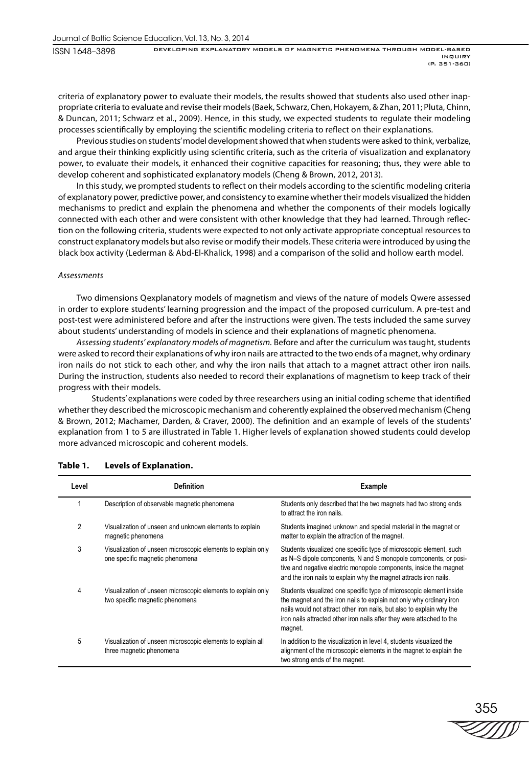criteria of explanatory power to evaluate their models, the results showed that students also used other inappropriate criteria to evaluate and revise their models (Baek, Schwarz, Chen, Hokayem, & Zhan, 2011; Pluta, Chinn, & Duncan, 2011; Schwarz et al., 2009). Hence, in this study, we expected students to regulate their modeling processes scientifically by employing the scientific modeling criteria to reflect on their explanations.

Previous studies on students' model development showed that when students were asked to think, verbalize, and argue their thinking explicitly using scientific criteria, such as the criteria of visualization and explanatory power, to evaluate their models, it enhanced their cognitive capacities for reasoning; thus, they were able to develop coherent and sophisticated explanatory models (Cheng & Brown, 2012, 2013).

In this study, we prompted students to reflect on their models according to the scientific modeling criteria of explanatory power, predictive power, and consistency to examine whether their models visualized the hidden mechanisms to predict and explain the phenomena and whether the components of their models logically connected with each other and were consistent with other knowledge that they had learned. Through reflection on the following criteria, students were expected to not only activate appropriate conceptual resources to construct explanatory models but also revise or modify their models. These criteria were introduced by using the black box activity (Lederman & Abd-El-Khalick, 1998) and a comparison of the solid and hollow earth model.

*Assessments*

Two dimensions Qexplanatory models of magnetism and views of the nature of models Qwere assessed in order to explore students' learning progression and the impact of the proposed curriculum. A pre-test and post-test were administered before and after the instructions were given. The tests included the same survey about students' understanding of models in science and their explanations of magnetic phenomena.

*Assessing students' explanatory models of magnetism.* Before and after the curriculum was taught, students were asked to record their explanations of why iron nails are attracted to the two ends of a magnet, why ordinary iron nails do not stick to each other, and why the iron nails that attach to a magnet attract other iron nails. During the instruction, students also needed to record their explanations of magnetism to keep track of their progress with their models.

Students' explanations were coded by three researchers using an initial coding scheme that identified whether they described the microscopic mechanism and coherently explained the observed mechanism (Cheng & Brown, 2012; Machamer, Darden, & Craver, 2000). The definition and an example of levels of the students' explanation from 1 to 5 are illustrated in Table 1. Higher levels of explanation showed students could develop more advanced microscopic and coherent models.

**Table 1. Levels of Explanation.**

| Level | Definition | Example |
|---|---|---|
| 1 | Description of observable magnetic phenomena | Students only described that the two magnets had two strong ends to attract the iron nails. |
| 2 | Visualization of unseen and unknown elements to explain magnetic phenomena | Students imagined unknown and special material in the magnet or matter to explain the attraction of the magnet. |
| 3 | Visualization of unseen microscopic elements to explain only one specific magnetic phenomena | Students visualized one specific type of microscopic element, such as N–S dipole components, N and S monopole components, or positive and negative electric monopole components, inside the magnet and the iron nails to explain why the magnet attracts iron nails. |
| 4 | Visualization of unseen microscopic elements to explain only two specific magnetic phenomena | Students visualized one specific type of microscopic element inside the magnet and the iron nails to explain not only why ordinary iron nails would not attract other iron nails, but also to explain why the iron nails attracted other iron nails after they were attached to the magnet. |
| 5 | Visualization of unseen microscopic elements to explain all three magnetic phenomena | In addition to the visualization in level 4, students visualized the alignment of the microscopic elements in the magnet to explain the two strong ends of the magnet. |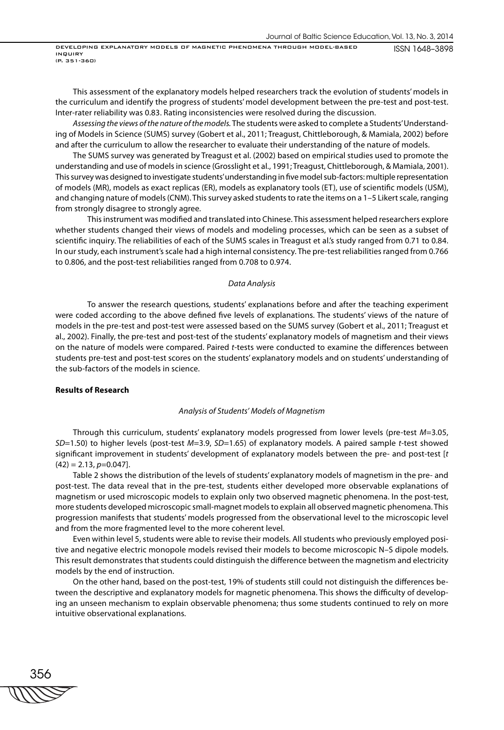This assessment of the explanatory models helped researchers track the evolution of students' models in the curriculum and identify the progress of students' model development between the pre-test and post-test. Inter-rater reliability was 0.83. Rating inconsistencies were resolved during the discussion.

*Assessing the views of the nature of the models.* The students were asked to complete a Students' Understanding of Models in Science (SUMS) survey (Gobert et al., 2011; Treagust, Chittleborough, & Mamiala, 2002) before and after the curriculum to allow the researcher to evaluate their understanding of the nature of models.

The SUMS survey was generated by Treagust et al. (2002) based on empirical studies used to promote the understanding and use of models in science (Grosslight et al., 1991; Treagust, Chittleborough, & Mamiala, 2001). This survey was designed to investigate students' understanding in five model sub-factors: multiple representation of models (MR), models as exact replicas (ER), models as explanatory tools (ET), use of scientific models (USM), and changing nature of models (CNM). This survey asked students to rate the items on a 1–5 Likert scale, ranging from strongly disagree to strongly agree.

This instrument was modified and translated into Chinese. This assessment helped researchers explore whether students changed their views of models and modeling processes, which can be seen as a subset of scientific inquiry. The reliabilities of each of the SUMS scales in Treagust et al.'s study ranged from 0.71 to 0.84. In our study, each instrument's scale had a high internal consistency. The pre-test reliabilities ranged from 0.766 to 0.806, and the post-test reliabilities ranged from 0.708 to 0.974.

### *Data Analysis*

To answer the research questions, students' explanations before and after the teaching experiment were coded according to the above defined five levels of explanations. The students' views of the nature of models in the pre-test and post-test were assessed based on the SUMS survey (Gobert et al., 2011; Treagust et al., 2002). Finally, the pre-test and post-test of the students' explanatory models of magnetism and their views on the nature of models were compared. Paired *t*-tests were conducted to examine the differences between students pre-test and post-test scores on the students' explanatory models and on students' understanding of the sub-factors of the models in science.

## **Results of Research**

### *Analysis of Students' Models of Magnetism*

Through this curriculum, students' explanatory models progressed from lower levels (pre-test $M$=3.05, $SD$=1.50) to higher levels (post-test $M$=3.9, $SD$=1.65) of explanatory models. A paired sample *t*-test showed significant improvement in students' development of explanatory models between the pre- and post-test [$t(42) = 2.13$, $p$=0.047].

Table 2 shows the distribution of the levels of students' explanatory models of magnetism in the pre- and post-test. The data reveal that in the pre-test, students either developed more observable explanations of magnetism or used microscopic models to explain only two observed magnetic phenomena. In the post-test, more students developed microscopic small-magnet models to explain all observed magnetic phenomena. This progression manifests that students' models progressed from the observational level to the microscopic level and from the more fragmented level to the more coherent level.

Even within level 5, students were able to revise their models. All students who previously employed positive and negative electric monopole models revised their models to become microscopic N–S dipole models. This result demonstrates that students could distinguish the difference between the magnetism and electricity models by the end of instruction.

On the other hand, based on the post-test, 19% of students still could not distinguish the differences between the descriptive and explanatory models for magnetic phenomena. This shows the difficulty of developing an unseen mechanism to explain observable phenomena; thus some students continued to rely on more intuitive observational explanations.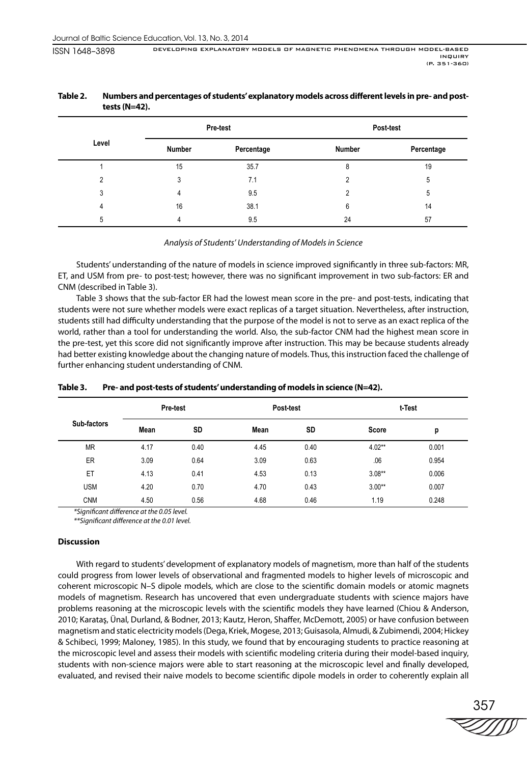**Table 2. Numbers and percentages of students' explanatory models across different levels in pre- and post-tests (N=42).**

| Level | Pre-test | | Post-test | |
|---|---|---|---|---|
| | Number | Percentage | Number | Percentage |
| 1 | 15 | 35.7 | 8 | 19 |
| 2 | 3 | 7.1 | 2 | 5 |
| 3 | 4 | 9.5 | 2 | 5 |
| 4 | 16 | 38.1 | 6 | 14 |
| 5 | 4 | 9.5 | 24 | 57 |

*Analysis of Students' Understanding of Models in Science*

Students' understanding of the nature of models in science improved significantly in three sub-factors: MR, ET, and USM from pre- to post-test; however, there was no significant improvement in two sub-factors: ER and CNM (described in Table 3).

Table 3 shows that the sub-factor ER had the lowest mean score in the pre- and post-tests, indicating that students were not sure whether models were exact replicas of a target situation. Nevertheless, after instruction, students still had difficulty understanding that the purpose of the model is not to serve as an exact replica of the world, rather than a tool for understanding the world. Also, the sub-factor CNM had the highest mean score in the pre-test, yet this score did not significantly improve after instruction. This may be because students already had better existing knowledge about the changing nature of models. Thus, this instruction faced the challenge of further enhancing student understanding of CNM.

**Table 3. Pre- and post-tests of students' understanding of models in science (N=42).**

| Sub-factors | Pre-test | | Post-test | | t-Test | |
|---|---|---|---|---|---|---|
| | Mean | SD | Mean | SD | Score | p |
| MR | 4.17 | 0.40 | 4.45 | 0.40 | 4.02** | 0.001 |
| ER | 3.09 | 0.64 | 3.09 | 0.63 | .06 | 0.954 |
| ET | 4.13 | 0.41 | 4.53 | 0.13 | 3.08** | 0.006 |
| USM | 4.20 | 0.70 | 4.70 | 0.43 | 3.00** | 0.007 |
| CNM | 4.50 | 0.56 | 4.68 | 0.46 | 1.19 | 0.248 |

*\*Significant difference at the 0.05 level.*

*\*\*Significant difference at the 0.01 level.*

## Discussion

With regard to students' development of explanatory models of magnetism, more than half of the students could progress from lower levels of observational and fragmented models to higher levels of microscopic and coherent microscopic N–S dipole models, which are close to the scientific domain models or atomic magnets models of magnetism. Research has uncovered that even undergraduate students with science majors have problems reasoning at the microscopic levels with the scientific models they have learned (Chiou & Anderson, 2010; Karataş, Ünal, Durland, & Bodner, 2013; Kautz, Heron, Shaffer, McDemott, 2005) or have confusion between magnetism and static electricity models (Dega, Kriek, Mogese, 2013; Guisasola, Almudi, & Zubimendi, 2004; Hickey & Schibeci, 1999; Maloney, 1985). In this study, we found that by encouraging students to practice reasoning at the microscopic level and assess their models with scientific modeling criteria during their model-based inquiry, students with non-science majors were able to start reasoning at the microscopic level and finally developed, evaluated, and revised their naive models to become scientific dipole models in order to coherently explain all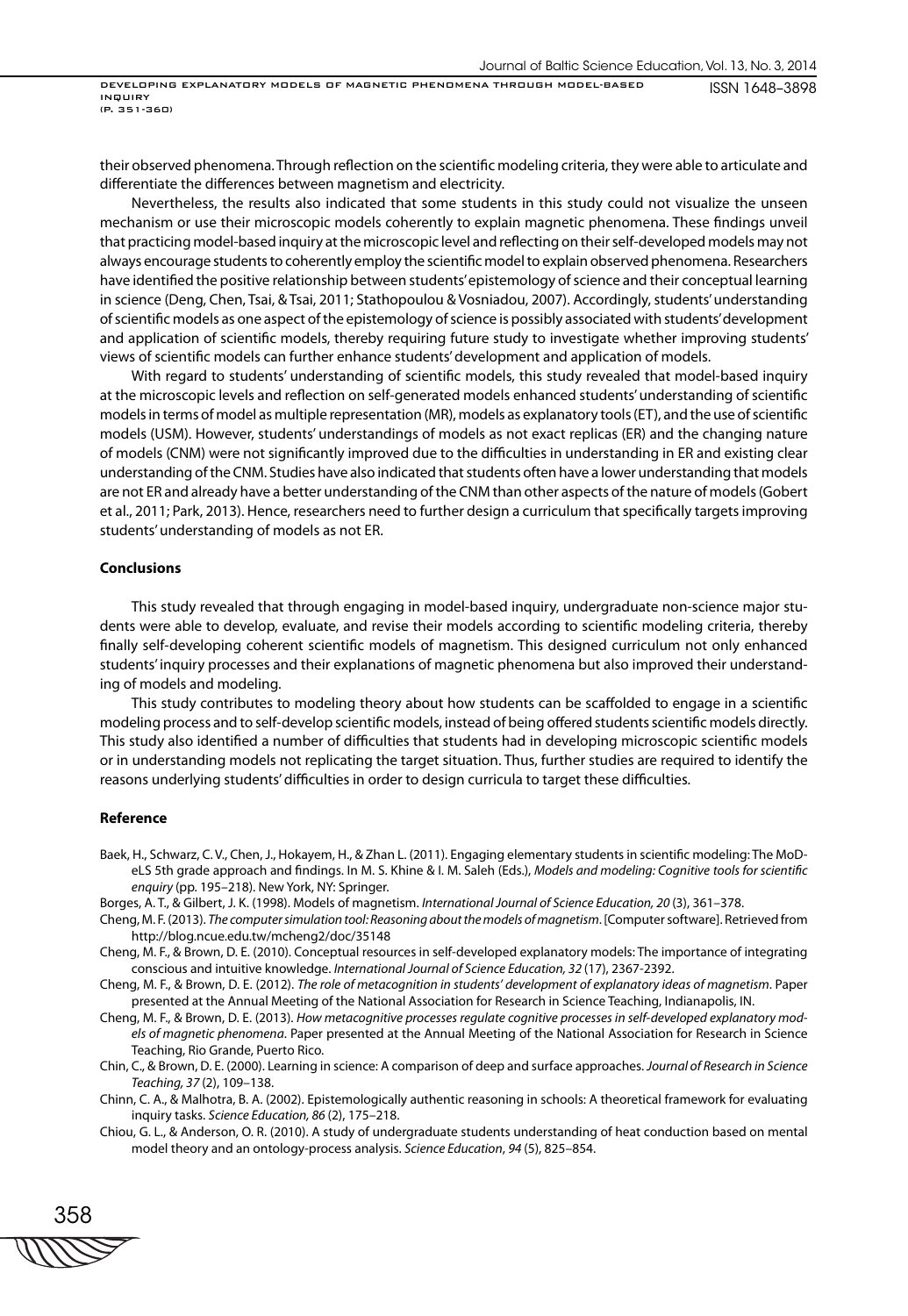their observed phenomena. Through reflection on the scientific modeling criteria, they were able to articulate and differentiate the differences between magnetism and electricity.

Nevertheless, the results also indicated that some students in this study could not visualize the unseen mechanism or use their microscopic models coherently to explain magnetic phenomena. These findings unveil that practicing model-based inquiry at the microscopic level and reflecting on their self-developed models may not always encourage students to coherently employ the scientific model to explain observed phenomena. Researchers have identified the positive relationship between students' epistemology of science and their conceptual learning in science (Deng, Chen, Tsai, & Tsai, 2011; Stathopoulou & Vosniadou, 2007). Accordingly, students' understanding of scientific models as one aspect of the epistemology of science is possibly associated with students' development and application of scientific models, thereby requiring future study to investigate whether improving students' views of scientific models can further enhance students' development and application of models.

With regard to students' understanding of scientific models, this study revealed that model-based inquiry at the microscopic levels and reflection on self-generated models enhanced students' understanding of scientific models in terms of model as multiple representation (MR), models as explanatory tools (ET), and the use of scientific models (USM). However, students' understandings of models as not exact replicas (ER) and the changing nature of models (CNM) were not significantly improved due to the difficulties in understanding in ER and existing clear understanding of the CNM. Studies have also indicated that students often have a lower understanding that models are not ER and already have a better understanding of the CNM than other aspects of the nature of models (Gobert et al., 2011; Park, 2013). Hence, researchers need to further design a curriculum that specifically targets improving students' understanding of models as not ER.

## Conclusions

This study revealed that through engaging in model-based inquiry, undergraduate non-science major students were able to develop, evaluate, and revise their models according to scientific modeling criteria, thereby finally self-developing coherent scientific models of magnetism. This designed curriculum not only enhanced students' inquiry processes and their explanations of magnetic phenomena but also improved their understanding of models and modeling.

This study contributes to modeling theory about how students can be scaffolded to engage in a scientific modeling process and to self-develop scientific models, instead of being offered students scientific models directly. This study also identified a number of difficulties that students had in developing microscopic scientific models or in understanding models not replicating the target situation. Thus, further studies are required to identify the reasons underlying students' difficulties in order to design curricula to target these difficulties.

## Reference

Baek, H., Schwarz, C. V., Chen, J., Hokayem, H., & Zhan L. (2011). Engaging elementary students in scientific modeling: The MoDeLS 5th grade approach and findings. In M. S. Khine & I. M. Saleh (Eds.), *Models and modeling: Cognitive tools for scientific enquiry* (pp. 195–218). New York, NY: Springer.

Borges, A. T., & Gilbert, J. K. (1998). Models of magnetism. *International Journal of Science Education, 20* (3), 361–378.

Cheng, M. F. (2013). *The computer simulation tool: Reasoning about the models of magnetism*. [Computer software]. Retrieved from http://blog.ncue.edu.tw/mcheng2/doc/35148

Cheng, M. F., & Brown, D. E. (2010). Conceptual resources in self-developed explanatory models: The importance of integrating conscious and intuitive knowledge. *International Journal of Science Education, 32* (17), 2367-2392.

Cheng, M. F., & Brown, D. E. (2012). *The role of metacognition in students' development of explanatory ideas of magnetism*. Paper presented at the Annual Meeting of the National Association for Research in Science Teaching, Indianapolis, IN.

Cheng, M. F., & Brown, D. E. (2013). *How metacognitive processes regulate cognitive processes in self-developed explanatory models of magnetic phenomena*. Paper presented at the Annual Meeting of the National Association for Research in Science Teaching, Rio Grande, Puerto Rico.

Chin, C., & Brown, D. E. (2000). Learning in science: A comparison of deep and surface approaches. *Journal of Research in Science Teaching, 37* (2), 109–138.

Chinn, C. A., & Malhotra, B. A. (2002). Epistemologically authentic reasoning in schools: A theoretical framework for evaluating inquiry tasks. *Science Education, 86* (2), 175–218.

Chiou, G. L., & Anderson, O. R. (2010). A study of undergraduate students understanding of heat conduction based on mental model theory and an ontology-process analysis. *Science Education*, *94* (5), 825–854.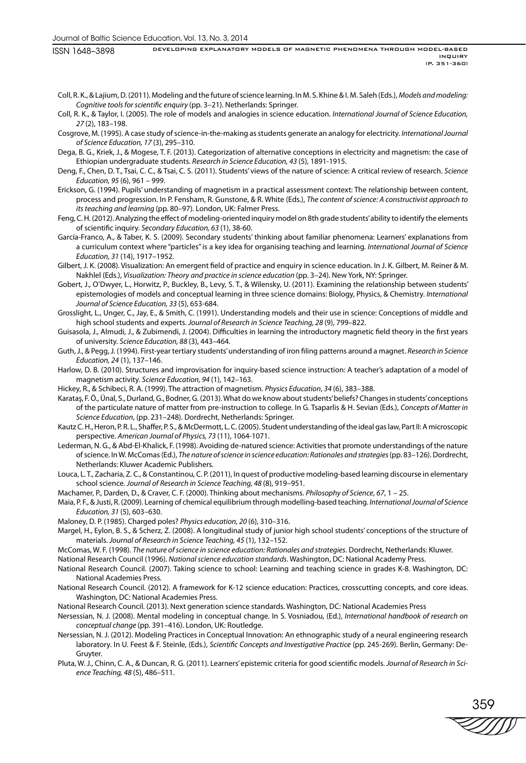Coll, R. K., & Lajium, D. (2011). Modeling and the future of science learning. In M. S. Khine & I. M. Saleh (Eds.), *Models and modeling: Cognitive tools for scientific enquiry* (pp. 3–21). Netherlands: Springer.

Coll, R. K., & Taylor, I. (2005). The role of models and analogies in science education. *International Journal of Science Education, 27* (2), 183–198.

Cosgrove, M. (1995). A case study of science-in-the-making as students generate an analogy for electricity. *International Journal of Science Education, 17* (3), 295–310.

Dega, B. G., Kriek, J., & Mogese, T. F. (2013). Categorization of alternative conceptions in electricity and magnetism: the case of Ethiopian undergraduate students. *Research in Science Education, 43* (5), 1891-1915.

Deng, F., Chen, D. T., Tsai, C. C., & Tsai, C. S. (2011). Students' views of the nature of science: A critical review of research. *Science Education, 95* (6), 961 – 999.

Erickson, G. (1994). Pupils' understanding of magnetism in a practical assessment context: The relationship between content, process and progression. In P. Fensham, R. Gunstone, & R. White (Eds.), *The content of science: A constructivist approach to its teaching and learning* (pp. 80–97). London, UK: Falmer Press.

Feng, C. H. (2012). Analyzing the effect of modeling-oriented inquiry model on 8th grade students' ability to identify the elements of scientific inquiry. *Secondary Education, 63* (1), 38-60.

García-Franco, A., & Taber, K. S. (2009). Secondary students' thinking about familiar phenomena: Learners' explanations from a curriculum context where "particles" is a key idea for organising teaching and learning. *International Journal of Science Education, 31* (14), 1917–1952.

Gilbert, J. K. (2008). Visualization: An emergent field of practice and enquiry in science education. In J. K. Gilbert, M. Reiner & M. Nakhlel (Eds.), *Visualization: Theory and practice in science education* (pp. 3–24). New York, NY: Springer.

Gobert, J., O'Dwyer, L., Horwitz, P., Buckley, B., Levy, S. T., & Wilensky, U. (2011). Examining the relationship between students' epistemologies of models and conceptual learning in three science domains: Biology, Physics, & Chemistry. *International Journal of Science Education, 33* (5), 653-684.

Grosslight, L., Unger, C., Jay, E., & Smith, C. (1991). Understanding models and their use in science: Conceptions of middle and high school students and experts. *Journal of Research in Science Teaching, 28* (9), 799–822.

Guisasola, J., Almudi, J., & Zubimendi, J. (2004). Difficulties in learning the introductory magnetic field theory in the first years of university. *Science Education, 88* (3), 443–464.

Guth, J., & Pegg, J. (1994). First-year tertiary students' understanding of iron filing patterns around a magnet. *Research in Science Education, 24* (1), 137–146.

Harlow, D. B. (2010). Structures and improvisation for inquiry-based science instruction: A teacher's adaptation of a model of magnetism activity. *Science Education, 94* (1), 142–163.

Hickey, R., & Schibeci, R. A. (1999). The attraction of magnetism. *Physics Education*, *34* (6), 383–388.

Karataş, F. Ö., Ünal, S., Durland, G., Bodner, G. (2013). What do we know about students' beliefs? Changes in students' conceptions of the particulate nature of matter from pre-instruction to college. In G. Tsaparlis & H. Sevian (Eds.), *Concepts of Matter in Science Education*, (pp. 231–248). Dordrecht, Netherlands: Springer.

Kautz C. H., Heron, P. R. L., Shaffer, P. S., & McDermott, L. C. (2005). Student understanding of the ideal gas law, Part II: A microscopic perspective. *American Journal of Physics, 73* (11), 1064-1071.

Lederman, N. G., & Abd-El-Khalick, F. (1998). Avoiding de-natured science: Activities that promote understandings of the nature of science. In W. McComas (Ed.), *The nature of science in science education: Rationales and strategies* (pp. 83–126). Dordrecht, Netherlands: Kluwer Academic Publishers.

Louca, L. T., Zacharia, Z. C., & Constantinou, C. P. (2011), In quest of productive modeling-based learning discourse in elementary school science. *Journal of Research in Science Teaching, 48* (8), 919–951.

Machamer, P., Darden, D., & Craver, C. F. (2000). Thinking about mechanisms. *Philosophy of Science*, *67*, 1 – 25.

Maia, P. F., & Justi, R. (2009). Learning of chemical equilibrium through modelling-based teaching. *International Journal of Science Education, 31* (5), 603–630.

Maloney, D. P. (1985). Charged poles? *Physics education, 20* (6), 310–316.

Margel, H., Eylon, B. S., & Scherz, Z. (2008). A longitudinal study of junior high school students' conceptions of the structure of materials. *Journal of Research in Science Teaching, 45* (1), 132–152.

McComas, W. F. (1998). *The nature of science in science education: Rationales and strategies*. Dordrecht, Netherlands: Kluwer.

National Research Council (1996). *National science education standards*. Washington, DC: National Academy Press.

National Research Council. (2007). Taking science to school: Learning and teaching science in grades K-8. Washington, DC: National Academies Press.

National Research Council. (2012). A framework for K-12 science education: Practices, crosscutting concepts, and core ideas. Washington, DC: National Academies Press.

National Research Council. (2013). Next generation science standards. Washington, DC: National Academies Press

Nersessian, N. J. (2008). Mental modeling in conceptual change. In S. Vosniadou, (Ed.), *International handbook of research on conceptual change* (pp. 391–416). London, UK: Routledge.

Nersessian, N. J. (2012). Modeling Practices in Conceptual Innovation: An ethnographic study of a neural engineering research laboratory. In U. Feest & F. Steinle, (Eds.), *Scientific Concepts and Investigative Practice* (pp. 245-269). Berlin, Germany: De-Gruyter.

Pluta, W. J., Chinn, C. A., & Duncan, R. G. (2011). Learners' epistemic criteria for good scientific models. *Journal of Research in Science Teaching, 48* (5), 486–511.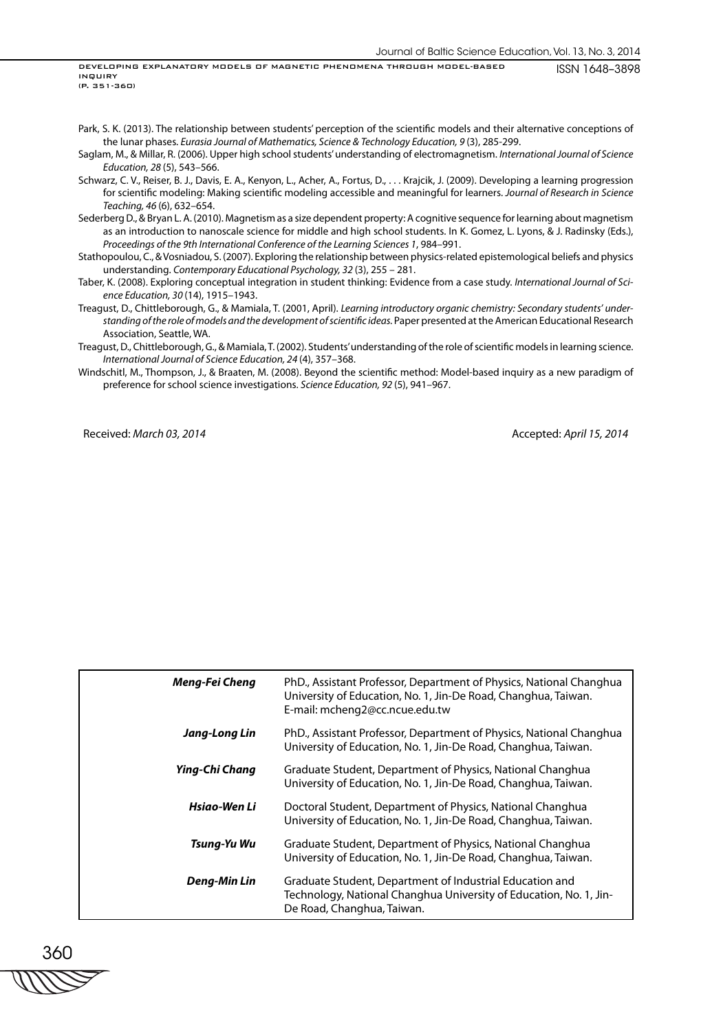Park, S. K. (2013). The relationship between students' perception of the scientific models and their alternative conceptions of the lunar phases. *Eurasia Journal of Mathematics, Science & Technology Education, 9* (3), 285-299.

Saglam, M., & Millar, R. (2006). Upper high school students' understanding of electromagnetism. *International Journal of Science Education, 28* (5), 543–566.

Schwarz, C. V., Reiser, B. J., Davis, E. A., Kenyon, L., Acher, A., Fortus, D., . . . Krajcik, J. (2009). Developing a learning progression for scientific modeling: Making scientific modeling accessible and meaningful for learners. *Journal of Research in Science Teaching, 46* (6), 632–654.

Sederberg D., & Bryan L. A. (2010). Magnetism as a size dependent property: A cognitive sequence for learning about magnetism as an introduction to nanoscale science for middle and high school students. In K. Gomez, L. Lyons, & J. Radinsky (Eds.), *Proceedings of the 9th International Conference of the Learning Sciences 1*, 984–991.

Stathopoulou, C., & Vosniadou, S. (2007). Exploring the relationship between physics-related epistemological beliefs and physics understanding. *Contemporary Educational Psychology, 32* (3), 255 – 281.

Taber, K. (2008). Exploring conceptual integration in student thinking: Evidence from a case study. *International Journal of Science Education, 30* (14), 1915–1943.

Treagust, D., Chittleborough, G., & Mamiala, T. (2001, April). *Learning introductory organic chemistry: Secondary students' understanding of the role of models and the development of scientific ideas.* Paper presented at the American Educational Research Association, Seattle, WA.

Treagust, D., Chittleborough, G., & Mamiala, T. (2002). Students' understanding of the role of scientific models in learning science. *International Journal of Science Education, 24* (4), 357–368.

Windschitl, M., Thompson, J., & Braaten, M. (2008). Beyond the scientific method: Model-based inquiry as a new paradigm of preference for school science investigations. *Science Education, 92* (5), 941–967.

Received: *March 03, 2014* Accepted: *April 15, 2014*

| | |
|---|---|
| ***Meng-Fei Cheng*** | PhD., Assistant Professor, Department of Physics, National Changhua University of Education, No. 1, Jin-De Road, Changhua, Taiwan. E-mail: mcheng2@cc.ncue.edu.tw |
| ***Jang-Long Lin*** | PhD., Assistant Professor, Department of Physics, National Changhua University of Education, No. 1, Jin-De Road, Changhua, Taiwan. |
| ***Ying-Chi Chang*** | Graduate Student, Department of Physics, National Changhua University of Education, No. 1, Jin-De Road, Changhua, Taiwan. |
| ***Hsiao-Wen Li*** | Doctoral Student, Department of Physics, National Changhua University of Education, No. 1, Jin-De Road, Changhua, Taiwan. |
| ***Tsung-Yu Wu*** | Graduate Student, Department of Physics, National Changhua University of Education, No. 1, Jin-De Road, Changhua, Taiwan. |
| ***Deng-Min Lin*** | Graduate Student, Department of Industrial Education and Technology, National Changhua University of Education, No. 1, Jin-De Road, Changhua, Taiwan. |